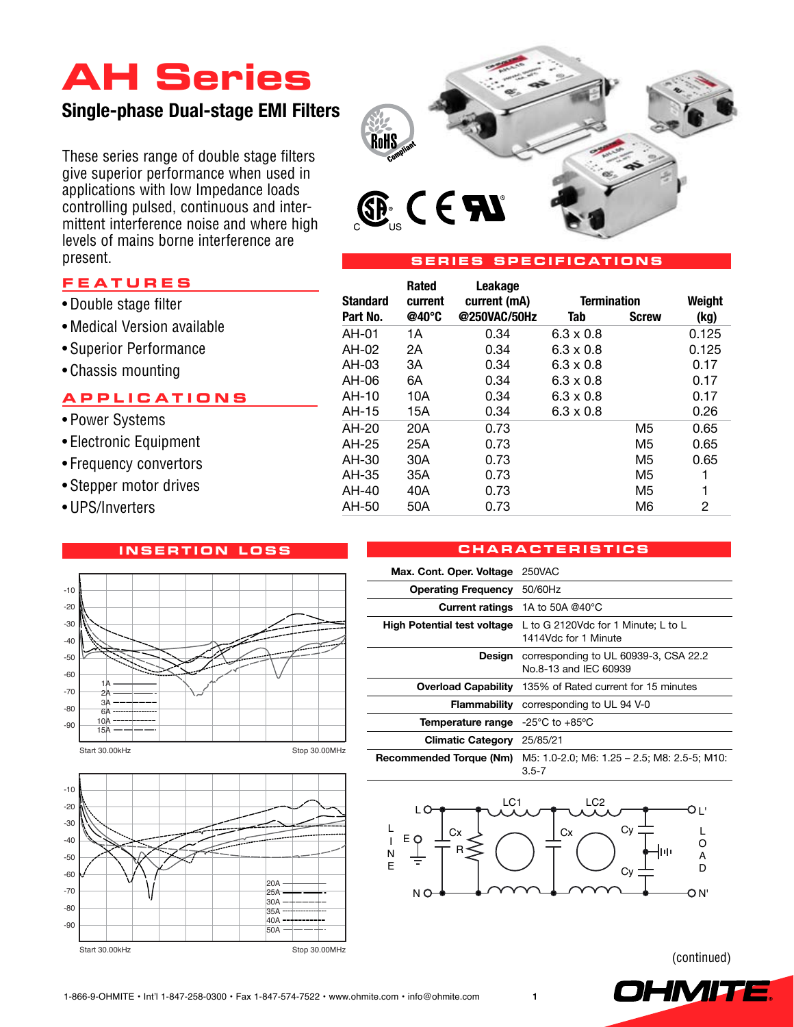# AH Series

## Single-phase Dual-stage EMI Filters

These series range of double stage filters give superior performance when used in applications with low Impedance loads controlling pulsed, continuous and intermittent interference noise and where high levels of mains borne interference are present.

## FEATURES

- Double stage filter
- Medical Version available
- Superior Performance
- Chassis mounting

## APPLICATIONS

- Power Systems
- Electronic Equipment
- Frequency convertors
- Stepper motor drives
- UPS/Inverters

## SERIES SPECIFICATIONS

| Standard Part No. | Rated current @40°C | Leakage current (mA) @250VAC/50Hz | Termination Tab | Termination Screw | Weight (kg) |
|---|---|---|---|---|---|
| AH-01 | 1A | 0.34 | 6.3 x 0.8 | | 0.125 |
| AH-02 | 2A | 0.34 | 6.3 x 0.8 | | 0.125 |
| AH-03 | 3A | 0.34 | 6.3 x 0.8 | | 0.17 |
| AH-06 | 6A | 0.34 | 6.3 x 0.8 | | 0.17 |
| AH-10 | 10A | 0.34 | 6.3 x 0.8 | | 0.17 |
| AH-15 | 15A | 0.34 | 6.3 x 0.8 | | 0.26 |
| AH-20 | 20A | 0.73 | | M5 | 0.65 |
| AH-25 | 25A | 0.73 | | M5 | 0.65 |
| AH-30 | 30A | 0.73 | | M5 | 0.65 |
| AH-35 | 35A | 0.73 | | M5 | 1 |
| AH-40 | 40A | 0.73 | | M5 | 1 |
| AH-50 | 50A | 0.73 | | M6 | 2 |

## INSERTION LOSS

Start 30.00kHz — Stop 30.00MHz (1A, 2A, 3A, 6A, 10A, 15A)

Start 30.00kHz — Stop 30.00MHz (20A, 25A, 30A, 35A, 40A, 50A)

## CHARACTERISTICS

| | |
|---|---|
| **Max. Cont. Oper. Voltage** | 250VAC |
| **Operating Frequency** | 50/60Hz |
| **Current ratings** | 1A to 50A @40°C |
| **High Potential test voltage** | L to G 2120Vdc for 1 Minute; L to L 1414Vdc for 1 Minute |
| **Design** | corresponding to UL 60939-3, CSA 22.2 No.8-13 and IEC 60939 |
| **Overload Capability** | 135% of Rated current for 15 minutes |
| **Flammability** | corresponding to UL 94 V-0 |
| **Temperature range** | -25°C to +85°C |
| **Climatic Category** | 25/85/21 |
| **Recommended Torque (Nm)** | M5: 1.0-2.0; M6: 1.25 – 2.5; M8: 2.5-5; M10: 3.5-7 |

(continued)

1-866-9-OHMITE • Int'l 1-847-258-0300 • Fax 1-847-574-7522 • www.ohmite.com • info@ohmite.com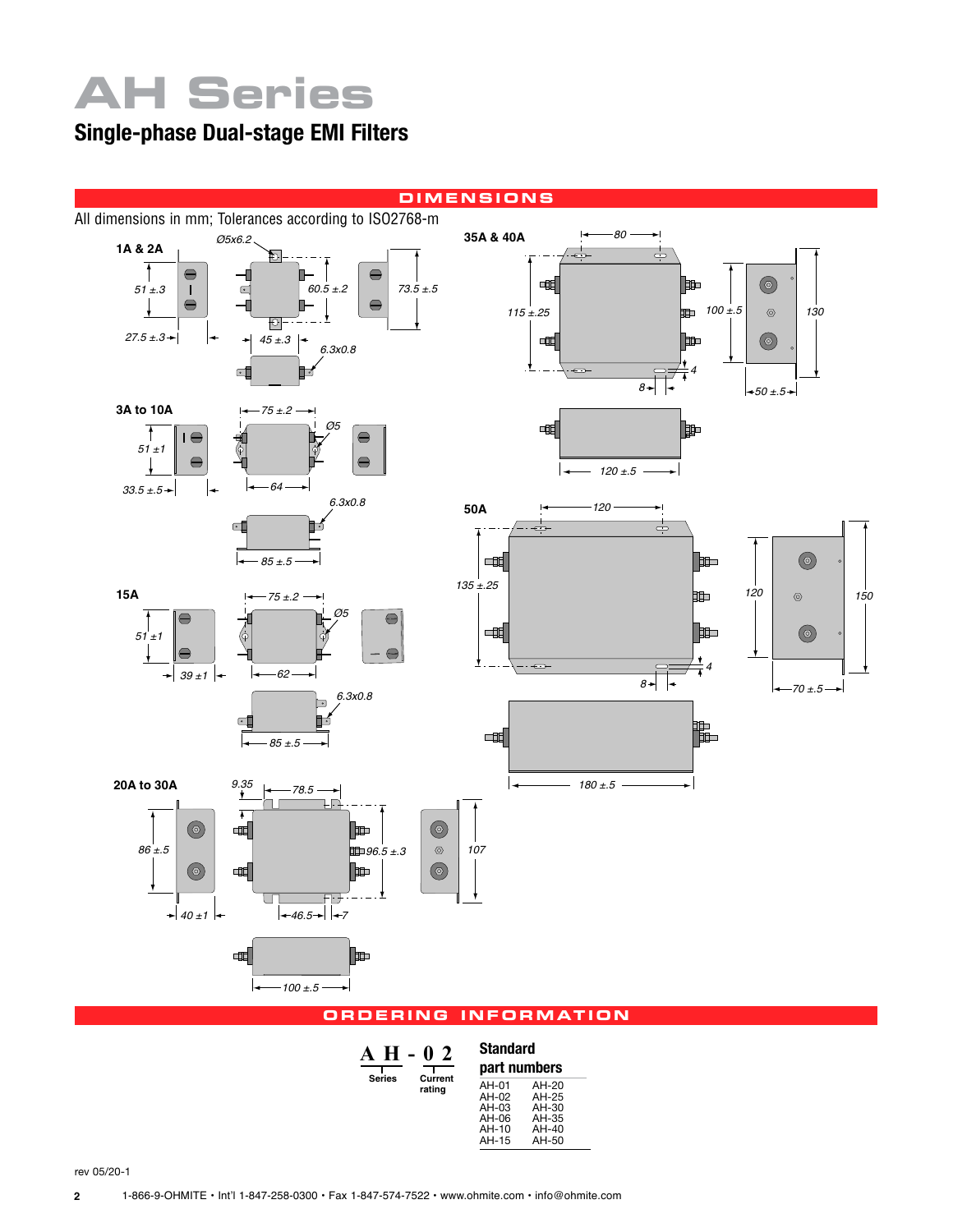# AH Series

## Single-phase Dual-stage EMI Filters

## DIMENSIONS

All dimensions in mm; Tolerances according to ISO2768-m

**1A & 2A**

Ø5x6.2

51 ±.3

60.5 ±.2

73.5 ±.5

27.5 ±.3

45 ±.3

6.3x0.8

**3A to 10A**

75 ±.2

Ø5

51 ±1

64

33.5 ±.5

6.3x0.8

85 ±.5

**15A**

75 ±.2

Ø5

51 ±1

39 ±1

62

6.3x0.8

85 ±.5

**20A to 30A**

9.35

78.5

86 ±.5

96.5 ±.3

107

40 ±1

46.5

7

100 ±.5

**35A & 40A**

80

115 ±.25

100 ±.5

130

4

8

50 ±.5

120 ±.5

**50A**

120

135 ±.25

120

150

4

8

70 ±.5

180 ±.5

## ORDERING INFORMATION

A H - 0 2

Series — Current rating

**Standard part numbers**

| | |
|---|---|
| AH-01 | AH-20 |
| AH-02 | AH-25 |
| AH-03 | AH-30 |
| AH-06 | AH-35 |
| AH-10 | AH-40 |
| AH-15 | AH-50 |

rev 05/20-1

1-866-9-OHMITE • Int'l 1-847-258-0300 • Fax 1-847-574-7522 • www.ohmite.com • info@ohmite.com